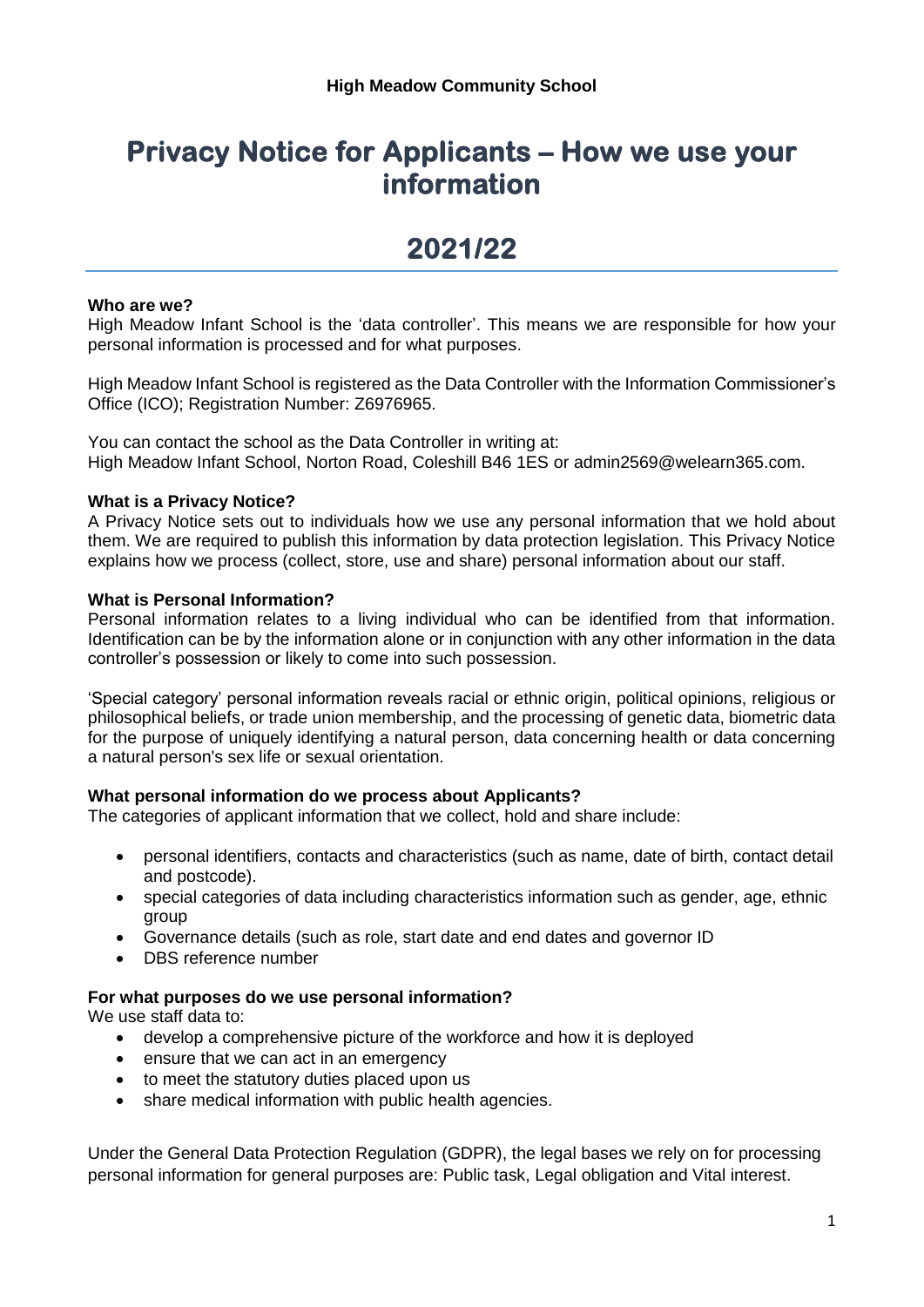**High Meadow Community School**

# Privacy Notice for Applicants – How we use your information

# 2021/22

**Who are we?**

High Meadow Infant School is the 'data controller'. This means we are responsible for how your personal information is processed and for what purposes.

High Meadow Infant School is registered as the Data Controller with the Information Commissioner's Office (ICO); Registration Number: Z6976965.

You can contact the school as the Data Controller in writing at:
High Meadow Infant School, Norton Road, Coleshill B46 1ES or admin2569@welearn365.com.

**What is a Privacy Notice?**

A Privacy Notice sets out to individuals how we use any personal information that we hold about them. We are required to publish this information by data protection legislation. This Privacy Notice explains how we process (collect, store, use and share) personal information about our staff.

**What is Personal Information?**

Personal information relates to a living individual who can be identified from that information. Identification can be by the information alone or in conjunction with any other information in the data controller's possession or likely to come into such possession.

'Special category' personal information reveals racial or ethnic origin, political opinions, religious or philosophical beliefs, or trade union membership, and the processing of genetic data, biometric data for the purpose of uniquely identifying a natural person, data concerning health or data concerning a natural person's sex life or sexual orientation.

**What personal information do we process about Applicants?**

The categories of applicant information that we collect, hold and share include:

- personal identifiers, contacts and characteristics (such as name, date of birth, contact detail and postcode).
- special categories of data including characteristics information such as gender, age, ethnic group
- Governance details (such as role, start date and end dates and governor ID
- DBS reference number

**For what purposes do we use personal information?**

We use staff data to:

- develop a comprehensive picture of the workforce and how it is deployed
- ensure that we can act in an emergency
- to meet the statutory duties placed upon us
- share medical information with public health agencies.

Under the General Data Protection Regulation (GDPR), the legal bases we rely on for processing personal information for general purposes are: Public task, Legal obligation and Vital interest.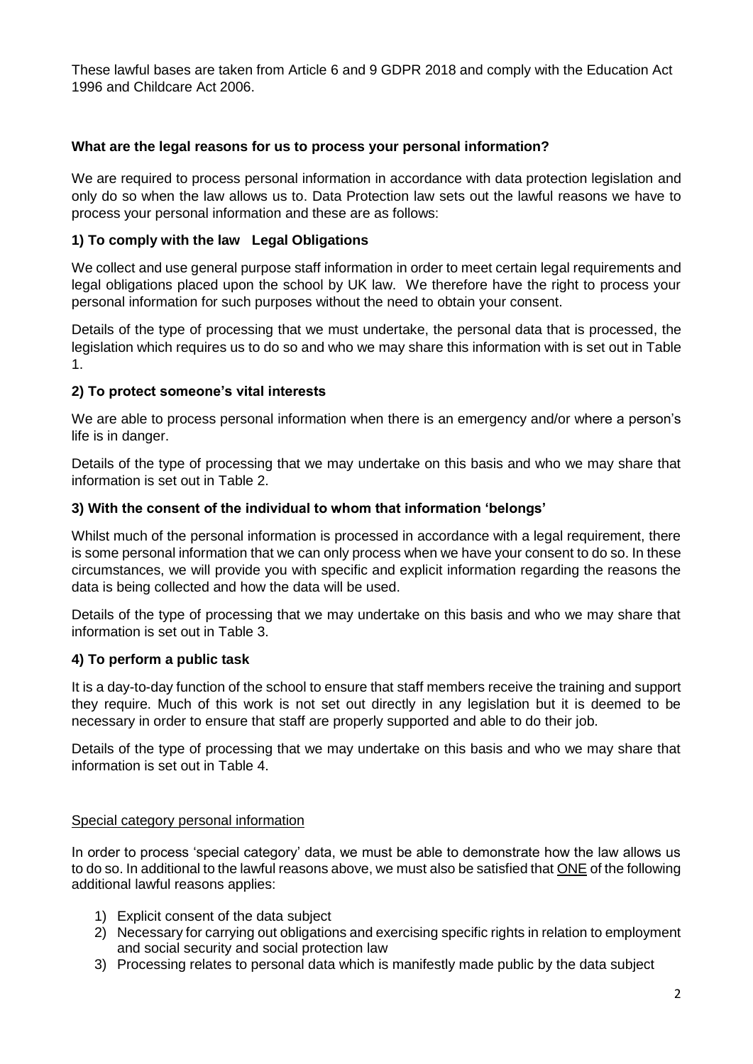These lawful bases are taken from Article 6 and 9 GDPR 2018 and comply with the Education Act 1996 and Childcare Act 2006.

### What are the legal reasons for us to process your personal information?

We are required to process personal information in accordance with data protection legislation and only do so when the law allows us to. Data Protection law sets out the lawful reasons we have to process your personal information and these are as follows:

### 1) To comply with the law Legal Obligations

We collect and use general purpose staff information in order to meet certain legal requirements and legal obligations placed upon the school by UK law. We therefore have the right to process your personal information for such purposes without the need to obtain your consent.

Details of the type of processing that we must undertake, the personal data that is processed, the legislation which requires us to do so and who we may share this information with is set out in Table 1.

### 2) To protect someone's vital interests

We are able to process personal information when there is an emergency and/or where a person's life is in danger.

Details of the type of processing that we may undertake on this basis and who we may share that information is set out in Table 2.

### 3) With the consent of the individual to whom that information 'belongs'

Whilst much of the personal information is processed in accordance with a legal requirement, there is some personal information that we can only process when we have your consent to do so. In these circumstances, we will provide you with specific and explicit information regarding the reasons the data is being collected and how the data will be used.

Details of the type of processing that we may undertake on this basis and who we may share that information is set out in Table 3.

### 4) To perform a public task

It is a day-to-day function of the school to ensure that staff members receive the training and support they require. Much of this work is not set out directly in any legislation but it is deemed to be necessary in order to ensure that staff are properly supported and able to do their job.

Details of the type of processing that we may undertake on this basis and who we may share that information is set out in Table 4.

<u>Special category personal information</u>

In order to process 'special category' data, we must be able to demonstrate how the law allows us to do so. In additional to the lawful reasons above, we must also be satisfied that <u>ONE</u> of the following additional lawful reasons applies:

1) Explicit consent of the data subject
2) Necessary for carrying out obligations and exercising specific rights in relation to employment and social security and social protection law
3) Processing relates to personal data which is manifestly made public by the data subject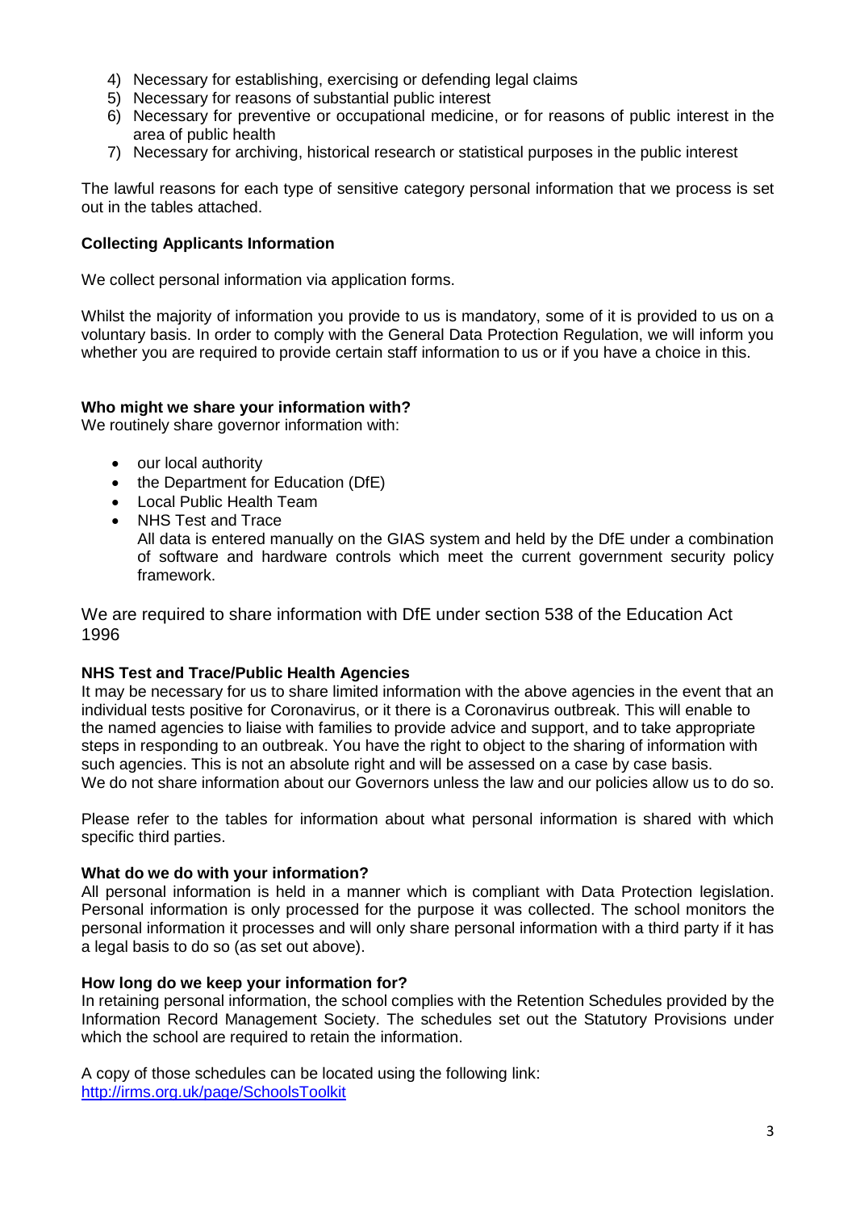4) Necessary for establishing, exercising or defending legal claims
5) Necessary for reasons of substantial public interest
6) Necessary for preventive or occupational medicine, or for reasons of public interest in the area of public health
7) Necessary for archiving, historical research or statistical purposes in the public interest

The lawful reasons for each type of sensitive category personal information that we process is set out in the tables attached.

**Collecting Applicants Information**

We collect personal information via application forms.

Whilst the majority of information you provide to us is mandatory, some of it is provided to us on a voluntary basis. In order to comply with the General Data Protection Regulation, we will inform you whether you are required to provide certain staff information to us or if you have a choice in this.

**Who might we share your information with?**

We routinely share governor information with:

- our local authority
- the Department for Education (DfE)
- Local Public Health Team
- NHS Test and Trace
  All data is entered manually on the GIAS system and held by the DfE under a combination of software and hardware controls which meet the current government security policy framework.

We are required to share information with DfE under section 538 of the Education Act 1996

**NHS Test and Trace/Public Health Agencies**

It may be necessary for us to share limited information with the above agencies in the event that an individual tests positive for Coronavirus, or it there is a Coronavirus outbreak. This will enable to the named agencies to liaise with families to provide advice and support, and to take appropriate steps in responding to an outbreak. You have the right to object to the sharing of information with such agencies. This is not an absolute right and will be assessed on a case by case basis.
We do not share information about our Governors unless the law and our policies allow us to do so.

Please refer to the tables for information about what personal information is shared with which specific third parties.

**What do we do with your information?**

All personal information is held in a manner which is compliant with Data Protection legislation. Personal information is only processed for the purpose it was collected. The school monitors the personal information it processes and will only share personal information with a third party if it has a legal basis to do so (as set out above).

**How long do we keep your information for?**

In retaining personal information, the school complies with the Retention Schedules provided by the Information Record Management Society. The schedules set out the Statutory Provisions under which the school are required to retain the information.

A copy of those schedules can be located using the following link:
[http://irms.org.uk/page/SchoolsToolkit](http://irms.org.uk/page/SchoolsToolkit)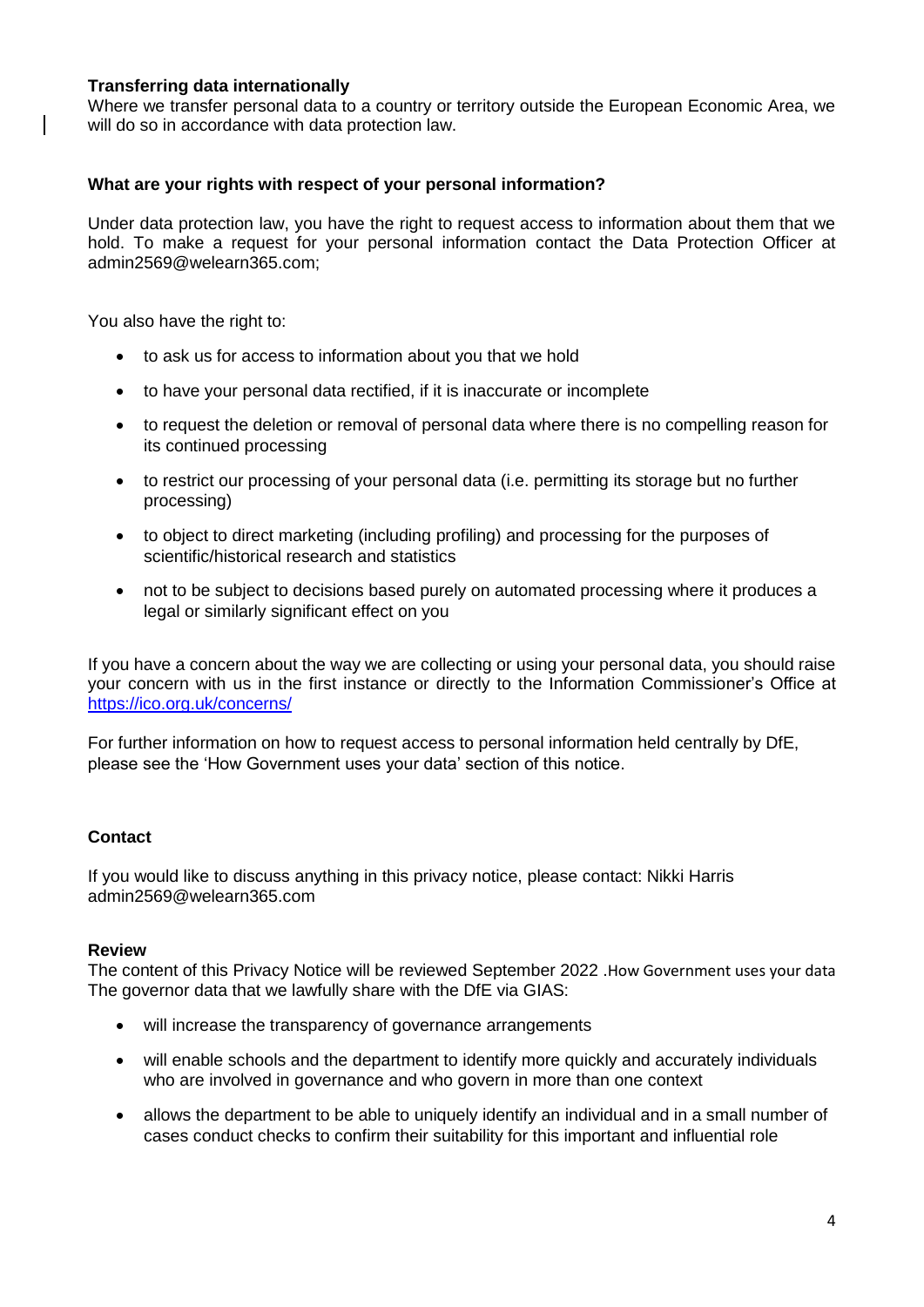**Transferring data internationally**

Where we transfer personal data to a country or territory outside the European Economic Area, we will do so in accordance with data protection law.

**What are your rights with respect of your personal information?**

Under data protection law, you have the right to request access to information about them that we hold. To make a request for your personal information contact the Data Protection Officer at admin2569@welearn365.com;

You also have the right to:

- to ask us for access to information about you that we hold
- to have your personal data rectified, if it is inaccurate or incomplete
- to request the deletion or removal of personal data where there is no compelling reason for its continued processing
- to restrict our processing of your personal data (i.e. permitting its storage but no further processing)
- to object to direct marketing (including profiling) and processing for the purposes of scientific/historical research and statistics
- not to be subject to decisions based purely on automated processing where it produces a legal or similarly significant effect on you

If you have a concern about the way we are collecting or using your personal data, you should raise your concern with us in the first instance or directly to the Information Commissioner's Office at https://ico.org.uk/concerns/

For further information on how to request access to personal information held centrally by DfE, please see the 'How Government uses your data' section of this notice.

**Contact**

If you would like to discuss anything in this privacy notice, please contact: Nikki Harris admin2569@welearn365.com

**Review**

The content of this Privacy Notice will be reviewed September 2022 .How Government uses your data

The governor data that we lawfully share with the DfE via GIAS:

- will increase the transparency of governance arrangements
- will enable schools and the department to identify more quickly and accurately individuals who are involved in governance and who govern in more than one context
- allows the department to be able to uniquely identify an individual and in a small number of cases conduct checks to confirm their suitability for this important and influential role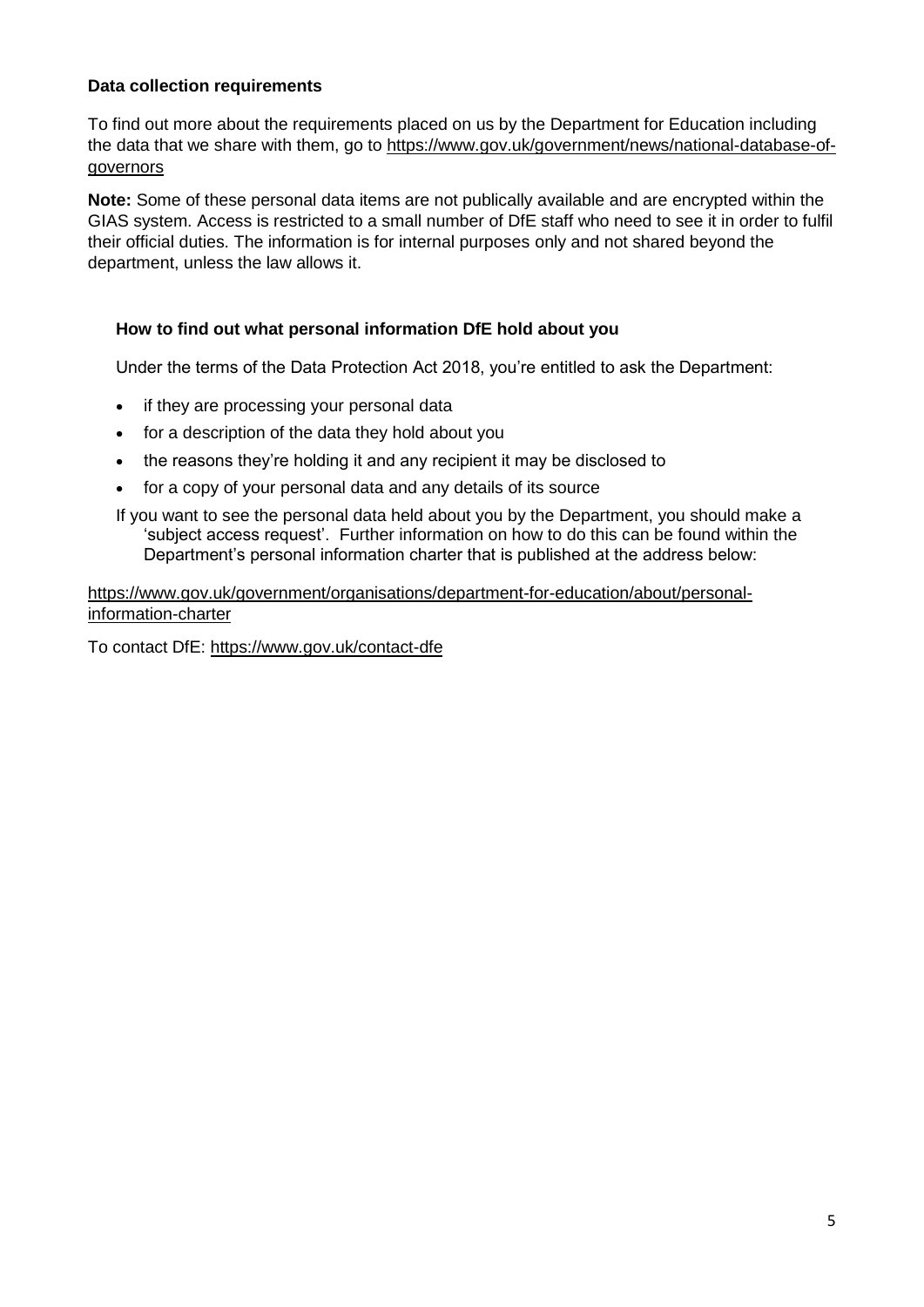**Data collection requirements**

To find out more about the requirements placed on us by the Department for Education including the data that we share with them, go to https://www.gov.uk/government/news/national-database-of-governors

**Note:** Some of these personal data items are not publically available and are encrypted within the GIAS system. Access is restricted to a small number of DfE staff who need to see it in order to fulfil their official duties. The information is for internal purposes only and not shared beyond the department, unless the law allows it.

**How to find out what personal information DfE hold about you**

Under the terms of the Data Protection Act 2018, you're entitled to ask the Department:

- if they are processing your personal data
- for a description of the data they hold about you
- the reasons they're holding it and any recipient it may be disclosed to
- for a copy of your personal data and any details of its source

If you want to see the personal data held about you by the Department, you should make a 'subject access request'. Further information on how to do this can be found within the Department's personal information charter that is published at the address below:

https://www.gov.uk/government/organisations/department-for-education/about/personal-information-charter

To contact DfE: https://www.gov.uk/contact-dfe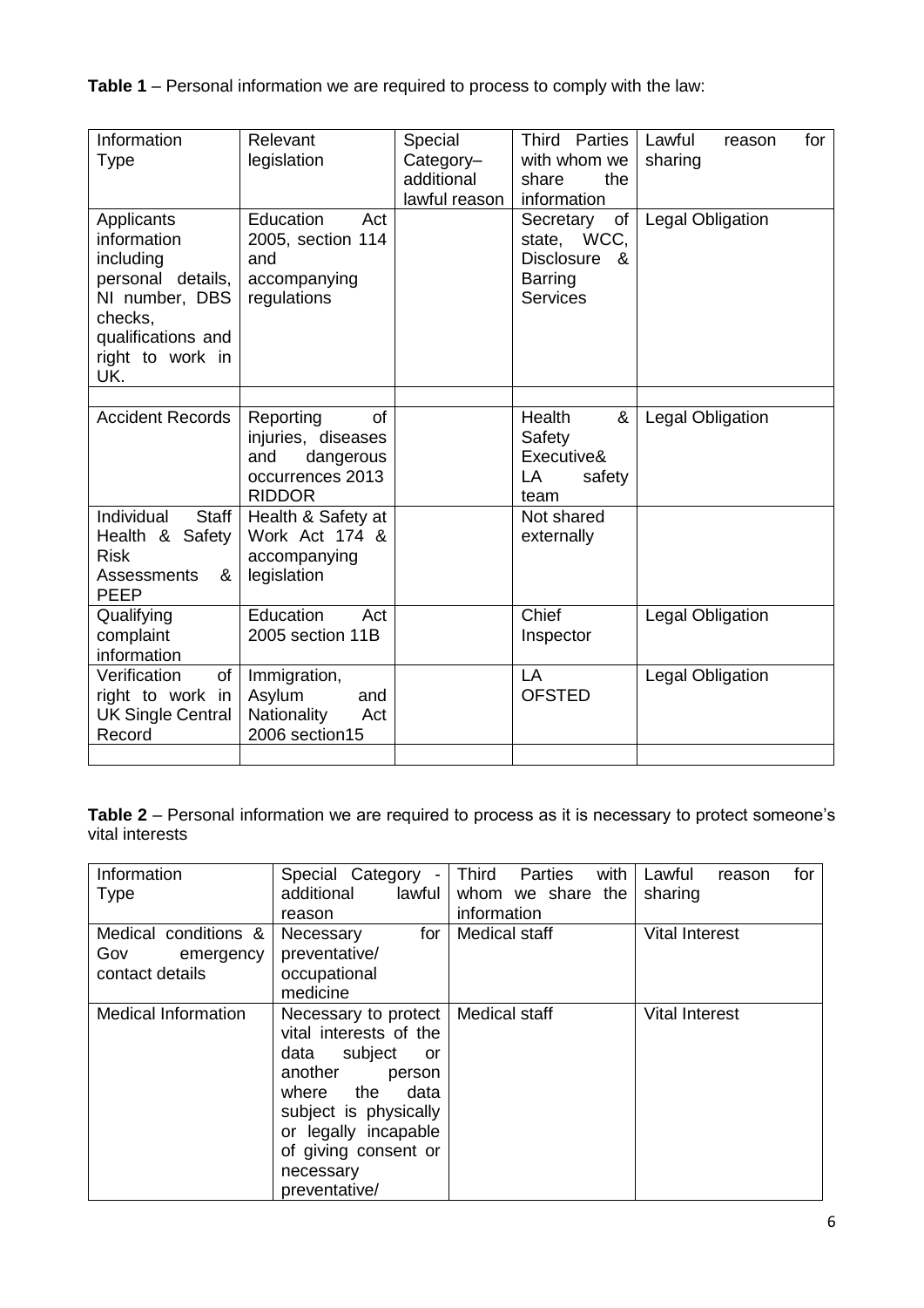**Table 1** – Personal information we are required to process to comply with the law:

| Information Type | Relevant legislation | Special Category– additional lawful reason | Third Parties with whom we share the information | Lawful reason for sharing |
|---|---|---|---|---|
| Applicants information including personal details, NI number, DBS checks, qualifications and right to work in UK. | Education Act 2005, section 114 and accompanying regulations | | Secretary of state, WCC, Disclosure & Barring Services | Legal Obligation |
| | | | | |
| Accident Records | Reporting of injuries, diseases and dangerous occurrences 2013 RIDDOR | | Health & Safety Executive& LA safety team | Legal Obligation |
| Individual Staff Health & Safety Risk Assessments & PEEP | Health & Safety at Work Act 174 & accompanying legislation | | Not shared externally | |
| Qualifying complaint information | Education Act 2005 section 11B | | Chief Inspector | Legal Obligation |
| Verification of right to work in UK Single Central Record | Immigration, Asylum and Nationality Act 2006 section15 | | LA OFSTED | Legal Obligation |
| | | | | |

**Table 2** – Personal information we are required to process as it is necessary to protect someone's vital interests

| Information Type | Special Category - additional lawful reason | Third Parties with whom we share the information | Lawful reason for sharing |
|---|---|---|---|
| Medical conditions & Gov emergency contact details | Necessary for preventative/ occupational medicine | Medical staff | Vital Interest |
| Medical Information | Necessary to protect vital interests of the data subject or another person where the data subject is physically or legally incapable of giving consent or necessary preventative/ | Medical staff | Vital Interest |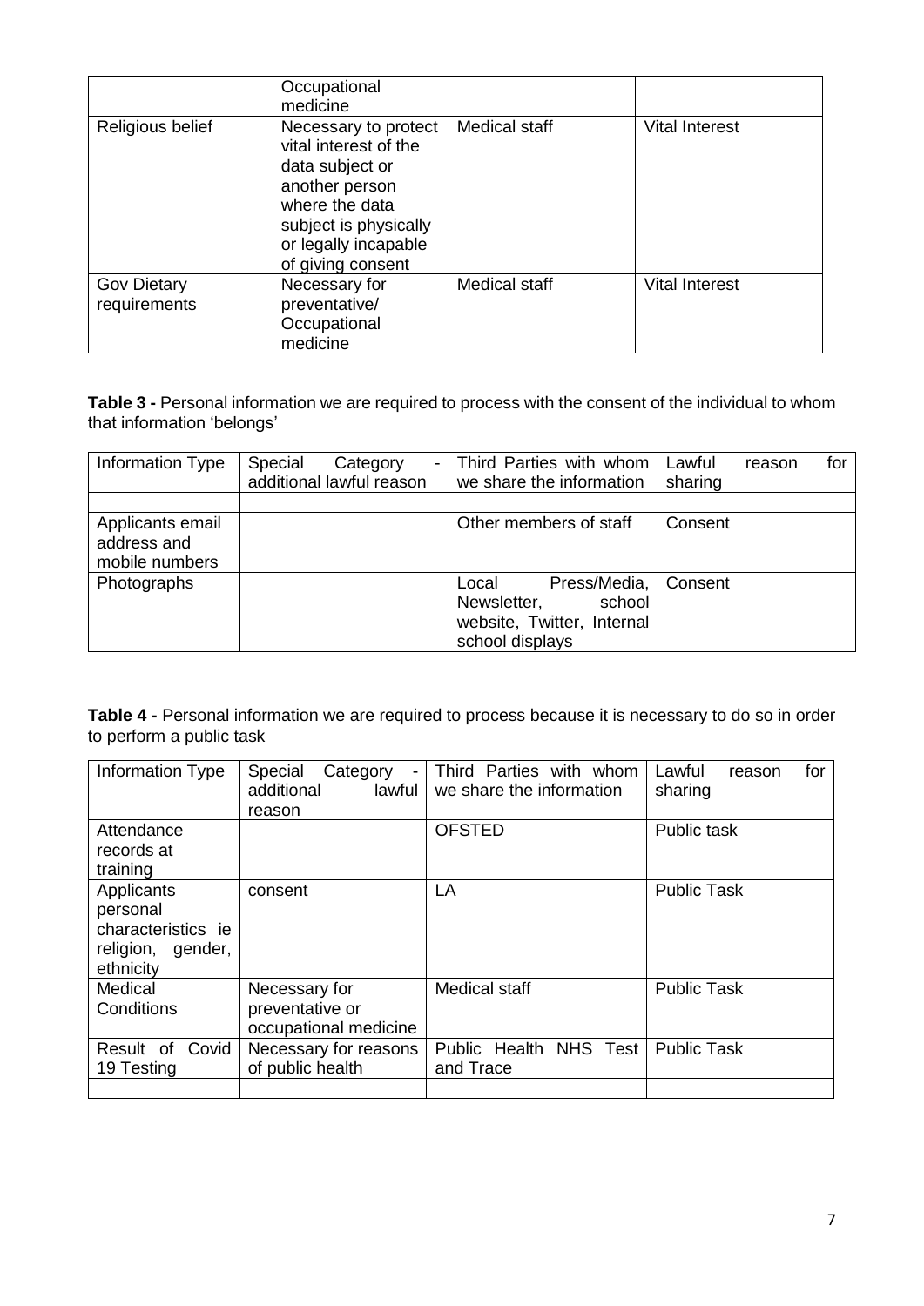|  | Occupational medicine |  |  |
| --- | --- | --- | --- |
| Religious belief | Necessary to protect vital interest of the data subject or another person where the data subject is physically or legally incapable of giving consent | Medical staff | Vital Interest |
| Gov Dietary requirements | Necessary for preventative/ Occupational medicine | Medical staff | Vital Interest |

**Table 3 -** Personal information we are required to process with the consent of the individual to whom that information 'belongs'

| Information Type | Special Category - additional lawful reason | Third Parties with whom we share the information | Lawful reason for sharing |
| --- | --- | --- | --- |
|  |  |  |  |
| Applicants email address and mobile numbers |  | Other members of staff | Consent |
| Photographs |  | Local Press/Media, Newsletter, school website, Twitter, Internal school displays | Consent |

**Table 4 -** Personal information we are required to process because it is necessary to do so in order to perform a public task

| Information Type | Special Category - additional lawful reason | Third Parties with whom we share the information | Lawful reason for sharing |
| --- | --- | --- | --- |
| Attendance records at training |  | OFSTED | Public task |
| Applicants personal characteristics ie religion, gender, ethnicity | consent | LA | Public Task |
| Medical Conditions | Necessary for preventative or occupational medicine | Medical staff | Public Task |
| Result of Covid 19 Testing | Necessary for reasons of public health | Public Health NHS Test and Trace | Public Task |
|  |  |  |  |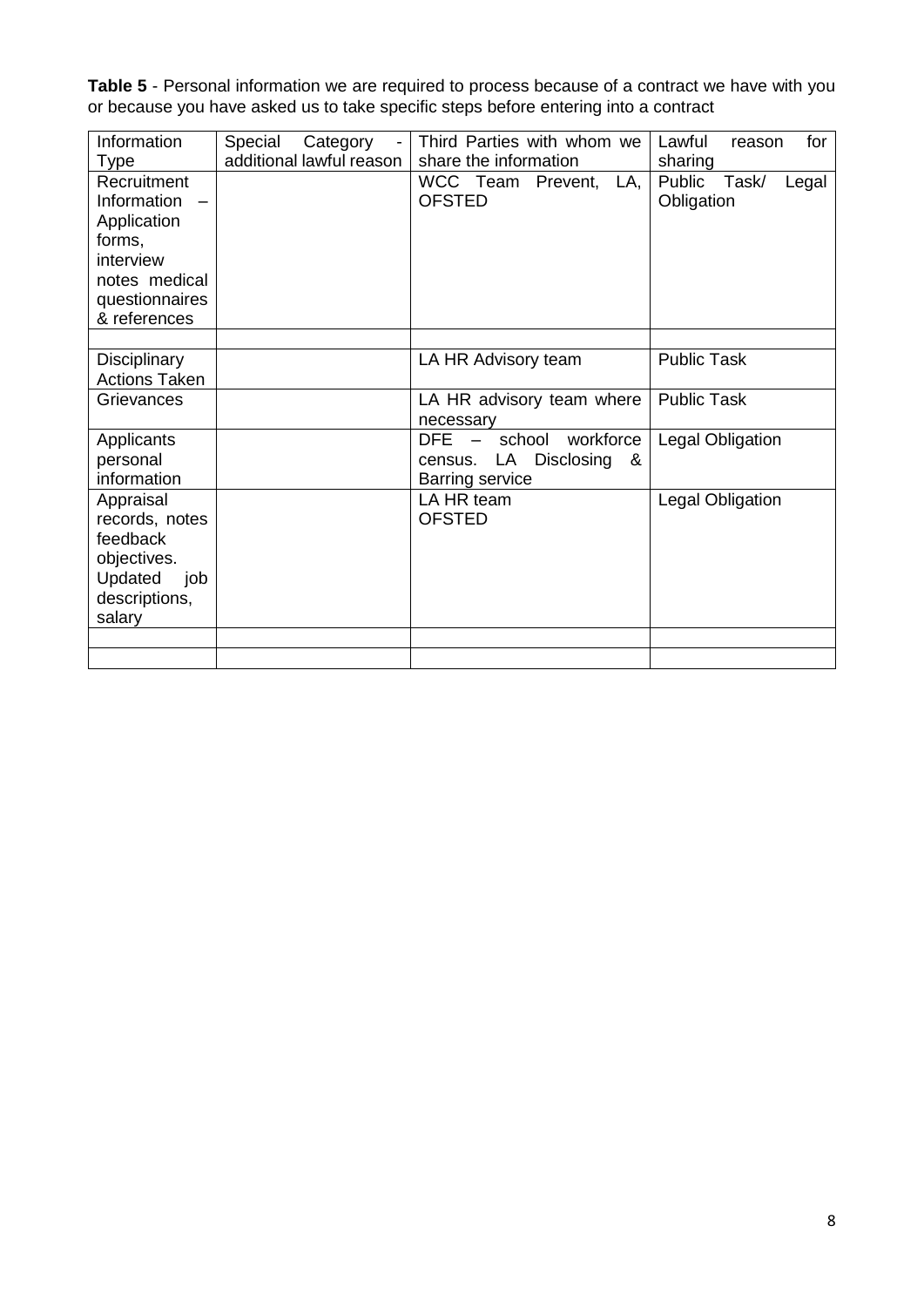**Table 5** - Personal information we are required to process because of a contract we have with you or because you have asked us to take specific steps before entering into a contract

| Information Type | Special Category - additional lawful reason | Third Parties with whom we share the information | Lawful reason for sharing |
|---|---|---|---|
| Recruitment Information – Application forms, interview notes medical questionnaires & references | | WCC Team Prevent, LA, OFSTED | Public Task/ Legal Obligation |
| | | | |
| Disciplinary Actions Taken | | LA HR Advisory team | Public Task |
| Grievances | | LA HR advisory team where necessary | Public Task |
| Applicants personal information | | DFE – school workforce census. LA Disclosing & Barring service | Legal Obligation |
| Appraisal records, notes feedback objectives. Updated job descriptions, salary | | LA HR team OFSTED | Legal Obligation |
| | | | |
| | | | |